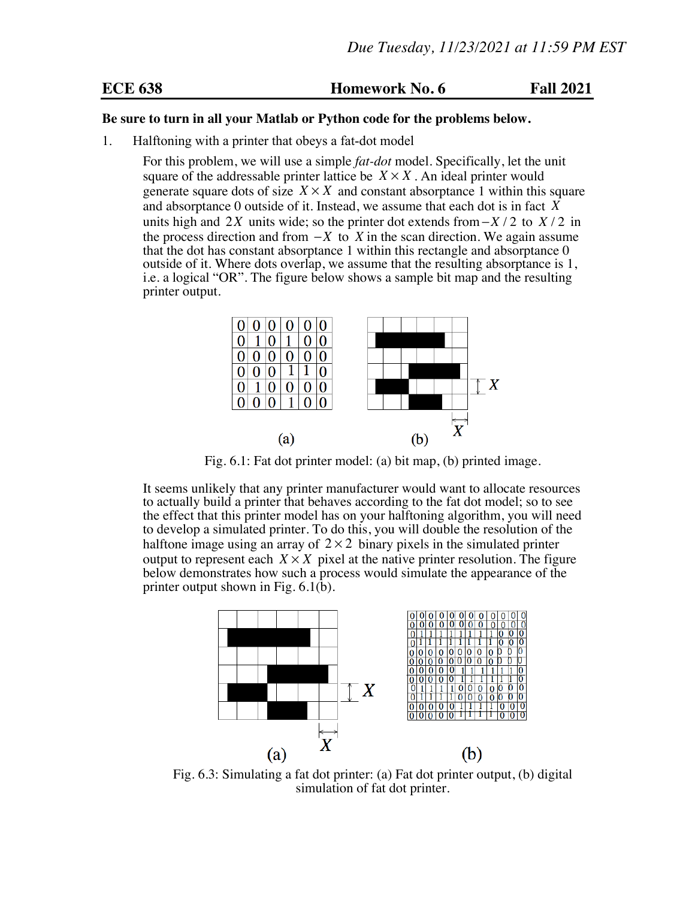*Due Tuesday, 11/23/2021 at 11:59 PM EST*

**ECE 638** **Homework No. 6** **Fall 2021**

**Be sure to turn in all your Matlab or Python code for the problems below.**

1. Halftoning with a printer that obeys a fat-dot model

   For this problem, we will use a simple *fat-dot* model. Specifically, let the unit square of the addressable printer lattice be $X \times X$. An ideal printer would generate square dots of size $X \times X$ and constant absorptance 1 within this square and absorptance 0 outside of it. Instead, we assume that each dot is in fact $X$ units high and $2X$ units wide; so the printer dot extends from $-X/2$ to $X/2$ in the process direction and from $-X$ to $X$ in the scan direction. We again assume that the dot has constant absorptance 1 within this rectangle and absorptance 0 outside of it. Where dots overlap, we assume that the resulting absorptance is 1, i.e. a logical "OR". The figure below shows a sample bit map and the resulting printer output.

| 0 | 0 | 0 | 0 | 0 | 0 |
|---|---|---|---|---|---|
| 0 | 1 | 0 | 1 | 0 | 0 |
| 0 | 0 | 0 | 0 | 0 | 0 |
| 0 | 0 | 0 | 1 | 1 | 0 |
| 0 | 1 | 0 | 0 | 0 | 0 |
| 0 | 0 | 0 | 1 | 0 | 0 |

Fig. 6.1: Fat dot printer model: (a) bit map, (b) printed image.

   It seems unlikely that any printer manufacturer would want to allocate resources to actually build a printer that behaves according to the fat dot model; so to see the effect that this printer model has on your halftoning algorithm, you will need to develop a simulated printer. To do this, you will double the resolution of the halftone image using an array of $2 \times 2$ binary pixels in the simulated printer output to represent each $X \times X$ pixel at the native printer resolution. The figure below demonstrates how such a process would simulate the appearance of the printer output shown in Fig. 6.1(b).

| 0 | 0 | 0 | 0 | 0 | 0 | 0 | 0 | 0 | 0 | 0 | 0 |
|---|---|---|---|---|---|---|---|---|---|---|---|
| 0 | 0 | 0 | 0 | 0 | 0 | 0 | 0 | 0 | 0 | 0 | 0 |
| 0 | 1 | 1 | 1 | 1 | 1 | 1 | 1 | 1 | 0 | 0 | 0 |
| 0 | 1 | 1 | 1 | 1 | 1 | 1 | 1 | 1 | 0 | 0 | 0 |
| 0 | 0 | 0 | 0 | 0 | 0 | 0 | 0 | 0 | 0 | 0 | 0 |
| 0 | 0 | 0 | 0 | 0 | 0 | 0 | 0 | 0 | 0 | 0 | 0 |
| 0 | 0 | 0 | 0 | 0 | 1 | 1 | 1 | 1 | 1 | 1 | 0 |
| 0 | 0 | 0 | 0 | 0 | 1 | 1 | 1 | 1 | 1 | 1 | 0 |
| 0 | 1 | 1 | 1 | 1 | 0 | 0 | 0 | 0 | 0 | 0 | 0 |
| 0 | 1 | 1 | 1 | 1 | 0 | 0 | 0 | 0 | 0 | 0 | 0 |
| 0 | 0 | 0 | 0 | 0 | 1 | 1 | 1 | 1 | 0 | 0 | 0 |
| 0 | 0 | 0 | 0 | 0 | 1 | 1 | 1 | 1 | 0 | 0 | 0 |

Fig. 6.3: Simulating a fat dot printer: (a) Fat dot printer output, (b) digital simulation of fat dot printer.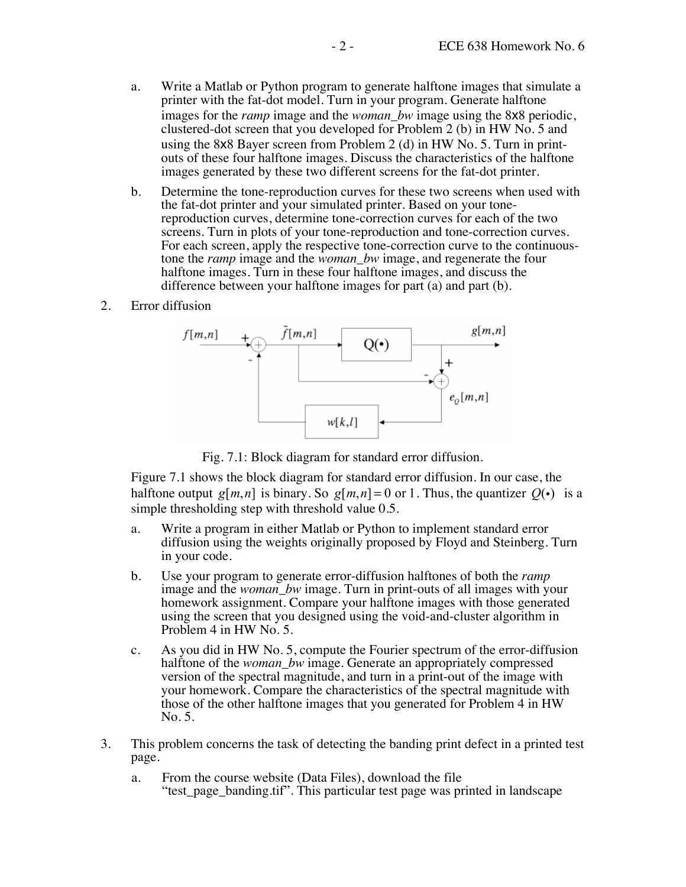a. Write a Matlab or Python program to generate halftone images that simulate a printer with the fat-dot model. Turn in your program. Generate halftone images for the *ramp* image and the *woman_bw* image using the 8x8 periodic, clustered-dot screen that you developed for Problem 2 (b) in HW No. 5 and using the 8x8 Bayer screen from Problem 2 (d) in HW No. 5. Turn in print-outs of these four halftone images. Discuss the characteristics of the halftone images generated by these two different screens for the fat-dot printer.

b. Determine the tone-reproduction curves for these two screens when used with the fat-dot printer and your simulated printer. Based on your tone-reproduction curves, determine tone-correction curves for each of the two screens. Turn in plots of your tone-reproduction and tone-correction curves. For each screen, apply the respective tone-correction curve to the continuous-tone the *ramp* image and the *woman_bw* image, and regenerate the four halftone images. Turn in these four halftone images, and discuss the difference between your halftone images for part (a) and part (b).

2. Error diffusion

Fig. 7.1: Block diagram for standard error diffusion.

Figure 7.1 shows the block diagram for standard error diffusion. In our case, the halftone output $g[m,n]$ is binary. So $g[m,n]=0$ or 1. Thus, the quantizer $Q(\bullet)$ is a simple thresholding step with threshold value 0.5.

a. Write a program in either Matlab or Python to implement standard error diffusion using the weights originally proposed by Floyd and Steinberg. Turn in your code.

b. Use your program to generate error-diffusion halftones of both the *ramp* image and the *woman_bw* image. Turn in print-outs of all images with your homework assignment. Compare your halftone images with those generated using the screen that you designed using the void-and-cluster algorithm in Problem 4 in HW No. 5.

c. As you did in HW No. 5, compute the Fourier spectrum of the error-diffusion halftone of the *woman_bw* image. Generate an appropriately compressed version of the spectral magnitude, and turn in a print-out of the image with your homework. Compare the characteristics of the spectral magnitude with those of the other halftone images that you generated for Problem 4 in HW No. 5.

3. This problem concerns the task of detecting the banding print defect in a printed test page.

a. From the course website (Data Files), download the file "test_page_banding.tif". This particular test page was printed in landscape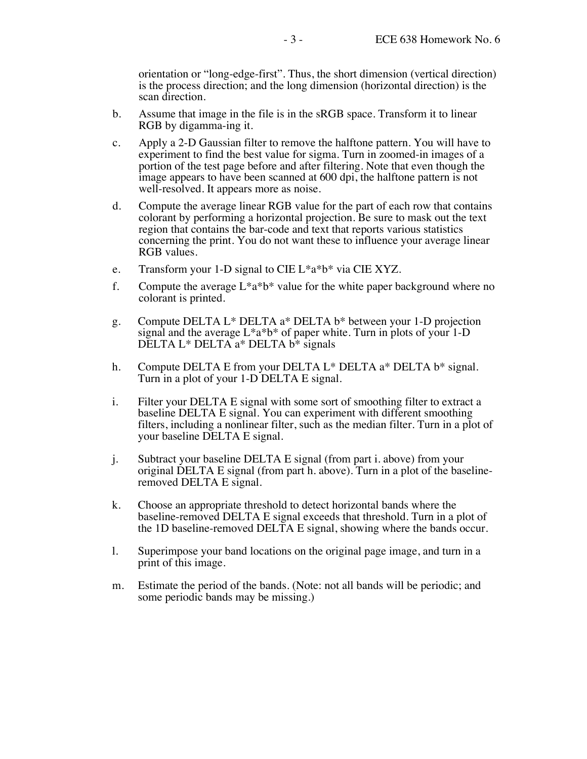orientation or "long-edge-first". Thus, the short dimension (vertical direction) is the process direction; and the long dimension (horizontal direction) is the scan direction.

b. Assume that image in the file is in the sRGB space. Transform it to linear RGB by digamma-ing it.

c. Apply a 2-D Gaussian filter to remove the halftone pattern. You will have to experiment to find the best value for sigma. Turn in zoomed-in images of a portion of the test page before and after filtering. Note that even though the image appears to have been scanned at 600 dpi, the halftone pattern is not well-resolved. It appears more as noise.

d. Compute the average linear RGB value for the part of each row that contains colorant by performing a horizontal projection. Be sure to mask out the text region that contains the bar-code and text that reports various statistics concerning the print. You do not want these to influence your average linear RGB values.

e. Transform your 1-D signal to CIE L*a*b* via CIE XYZ.

f. Compute the average L*a*b* value for the white paper background where no colorant is printed.

g. Compute DELTA L* DELTA a* DELTA b* between your 1-D projection signal and the average L*a*b* of paper white. Turn in plots of your 1-D DELTA L* DELTA a* DELTA b* signals

h. Compute DELTA E from your DELTA L* DELTA a* DELTA b* signal. Turn in a plot of your 1-D DELTA E signal.

i. Filter your DELTA E signal with some sort of smoothing filter to extract a baseline DELTA E signal. You can experiment with different smoothing filters, including a nonlinear filter, such as the median filter. Turn in a plot of your baseline DELTA E signal.

j. Subtract your baseline DELTA E signal (from part i. above) from your original DELTA E signal (from part h. above). Turn in a plot of the baseline-removed DELTA E signal.

k. Choose an appropriate threshold to detect horizontal bands where the baseline-removed DELTA E signal exceeds that threshold. Turn in a plot of the 1D baseline-removed DELTA E signal, showing where the bands occur.

l. Superimpose your band locations on the original page image, and turn in a print of this image.

m. Estimate the period of the bands. (Note: not all bands will be periodic; and some periodic bands may be missing.)